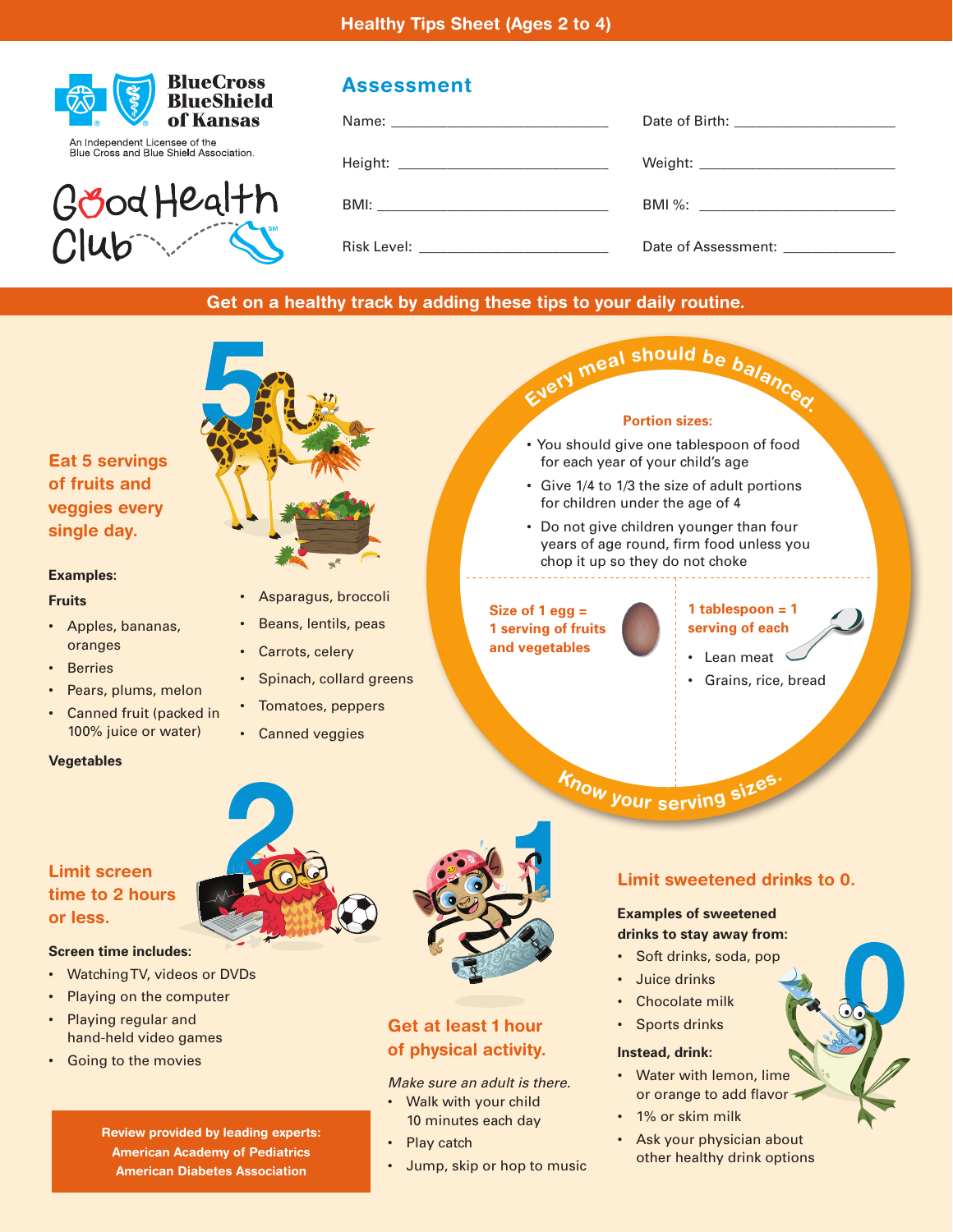# Healthy Tips Sheet (Ages 2 to 4)

BlueCross BlueShield of Kansas

An Independent Licensee of the Blue Cross and Blue Shield Association.

Good Health Club[SM]

## Assessment

Name: ____________________ Date of Birth: ____________________

Height: ____________________ Weight: ____________________

BMI: ____________________ BMI %: ____________________

Risk Level: ____________________ Date of Assessment: ____________________

**Get on a healthy track by adding these tips to your daily routine.**

## 5 — Eat 5 servings of fruits and veggies every single day.

**Examples:**

**Fruits**

- Apples, bananas, oranges
- Berries
- Pears, plums, melon
- Canned fruit (packed in 100% juice or water)

**Vegetables**

- Asparagus, broccoli
- Beans, lentils, peas
- Carrots, celery
- Spinach, collard greens
- Tomatoes, peppers
- Canned veggies

## Every meal should be balanced.

**Portion sizes:**

- You should give one tablespoon of food for each year of your child's age
- Give 1/4 to 1/3 the size of adult portions for children under the age of 4
- Do not give children younger than four years of age round, firm food unless you chop it up so they do not choke

**Size of 1 egg = 1 serving of fruits and vegetables**

**1 tablespoon = 1 serving of each**

- Lean meat
- Grains, rice, bread

Know your serving sizes.

## 2 — Limit screen time to 2 hours or less.

**Screen time includes:**

- Watching TV, videos or DVDs
- Playing on the computer
- Playing regular and hand-held video games
- Going to the movies

## 1 — Get at least 1 hour of physical activity.

*Make sure an adult is there.*

- Walk with your child 10 minutes each day
- Play catch
- Jump, skip or hop to music

## 0 — Limit sweetened drinks to 0.

**Examples of sweetened drinks to stay away from:**

- Soft drinks, soda, pop
- Juice drinks
- Chocolate milk
- Sports drinks

**Instead, drink:**

- Water with lemon, lime or orange to add flavor
- 1% or skim milk
- Ask your physician about other healthy drink options

**Review provided by leading experts:**
**American Academy of Pediatrics**
**American Diabetes Association**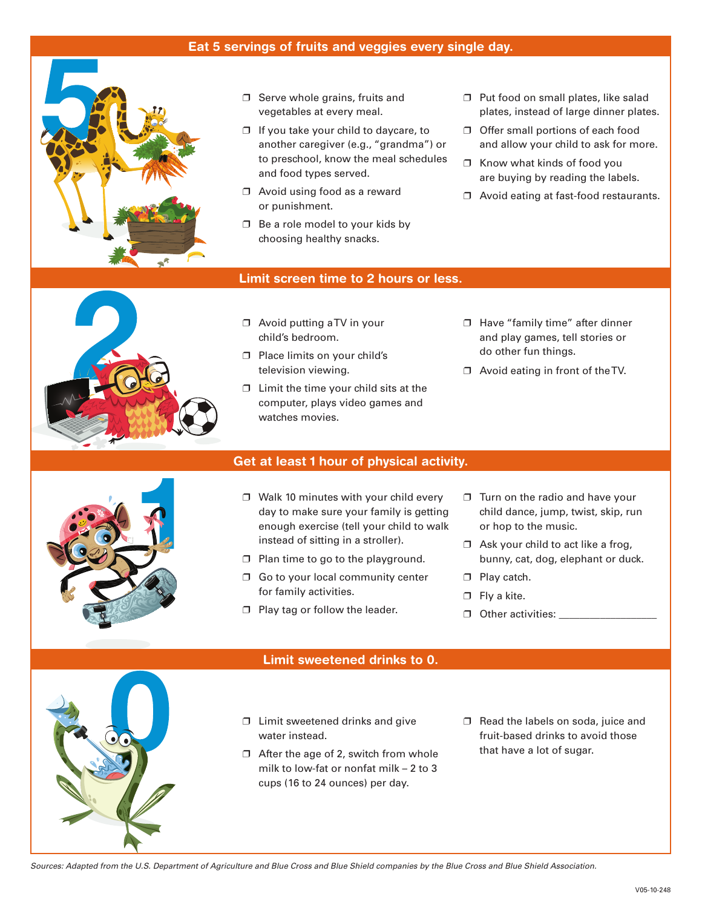## Eat 5 servings of fruits and veggies every single day.

- ❒ Serve whole grains, fruits and vegetables at every meal.
- ❒ If you take your child to daycare, to another caregiver (e.g., "grandma") or to preschool, know the meal schedules and food types served.
- ❒ Avoid using food as a reward or punishment.
- ❒ Be a role model to your kids by choosing healthy snacks.
- ❒ Put food on small plates, like salad plates, instead of large dinner plates.
- ❒ Offer small portions of each food and allow your child to ask for more.
- ❒ Know what kinds of food you are buying by reading the labels.
- ❒ Avoid eating at fast-food restaurants.

## Limit screen time to 2 hours or less.

- ❒ Avoid putting a TV in your child's bedroom.
- ❒ Place limits on your child's television viewing.
- ❒ Limit the time your child sits at the computer, plays video games and watches movies.
- ❒ Have "family time" after dinner and play games, tell stories or do other fun things.
- ❒ Avoid eating in front of the TV.

## Get at least 1 hour of physical activity.

- ❒ Walk 10 minutes with your child every day to make sure your family is getting enough exercise (tell your child to walk instead of sitting in a stroller).
- ❒ Plan time to go to the playground.
- ❒ Go to your local community center for family activities.
- ❒ Play tag or follow the leader.
- ❒ Turn on the radio and have your child dance, jump, twist, skip, run or hop to the music.
- ❒ Ask your child to act like a frog, bunny, cat, dog, elephant or duck.
- ❒ Play catch.
- ❒ Fly a kite.
- ❒ Other activities: ________________

## Limit sweetened drinks to 0.

- ❒ Limit sweetened drinks and give water instead.
- ❒ After the age of 2, switch from whole milk to low-fat or nonfat milk – 2 to 3 cups (16 to 24 ounces) per day.
- ❒ Read the labels on soda, juice and fruit-based drinks to avoid those that have a lot of sugar.

*Sources: Adapted from the U.S. Department of Agriculture and Blue Cross and Blue Shield companies by the Blue Cross and Blue Shield Association.*

V05-10-248